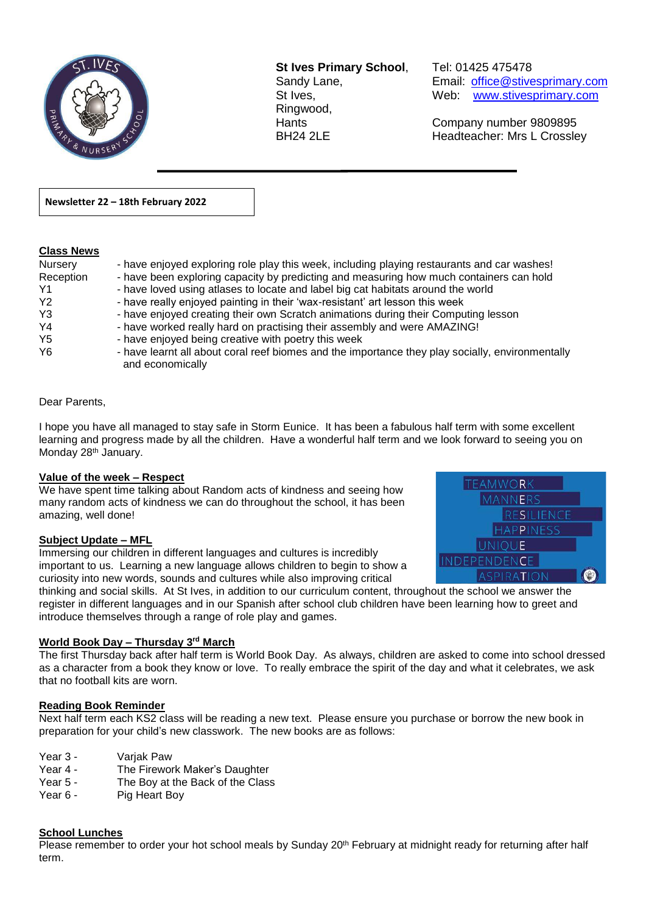**St Ives Primary School**,
Sandy Lane,
St Ives,
Ringwood,
Hants
BH24 2LE

Tel: 01425 475478
Email: office@stivesprimary.com
Web: www.stivesprimary.com

Company number 9809895
Headteacher: Mrs L Crossley

**Newsletter 22 – 18th February 2022**

## Class News

| | |
|---|---|
| Nursery | - have enjoyed exploring role play this week, including playing restaurants and car washes! |
| Reception | - have been exploring capacity by predicting and measuring how much containers can hold |
| Y1 | - have loved using atlases to locate and label big cat habitats around the world |
| Y2 | - have really enjoyed painting in their 'wax-resistant' art lesson this week |
| Y3 | - have enjoyed creating their own Scratch animations during their Computing lesson |
| Y4 | - have worked really hard on practising their assembly and were AMAZING! |
| Y5 | - have enjoyed being creative with poetry this week |
| Y6 | - have learnt all about coral reef biomes and the importance they play socially, environmentally and economically |

Dear Parents,

I hope you have all managed to stay safe in Storm Eunice. It has been a fabulous half term with some excellent learning and progress made by all the children. Have a wonderful half term and we look forward to seeing you on Monday 28th January.

## Value of the week – Respect

We have spent time talking about Random acts of kindness and seeing how many random acts of kindness we can do throughout the school, it has been amazing, well done!

TEAMWORK
MANNERS
RESILIENCE
HAPPINESS
UNIQUE
INDEPENDENCE
ASPIRATION

## Subject Update – MFL

Immersing our children in different languages and cultures is incredibly important to us. Learning a new language allows children to begin to show a curiosity into new words, sounds and cultures while also improving critical thinking and social skills. At St Ives, in addition to our curriculum content, throughout the school we answer the register in different languages and in our Spanish after school club children have been learning how to greet and introduce themselves through a range of role play and games.

## World Book Day – Thursday 3rd March

The first Thursday back after half term is World Book Day. As always, children are asked to come into school dressed as a character from a book they know or love. To really embrace the spirit of the day and what it celebrates, we ask that no football kits are worn.

## Reading Book Reminder

Next half term each KS2 class will be reading a new text. Please ensure you purchase or borrow the new book in preparation for your child's new classwork. The new books are as follows:

- Year 3 - Varjak Paw
- Year 4 - The Firework Maker's Daughter
- Year 5 - The Boy at the Back of the Class
- Year 6 - Pig Heart Boy

## School Lunches

Please remember to order your hot school meals by Sunday 20th February at midnight ready for returning after half term.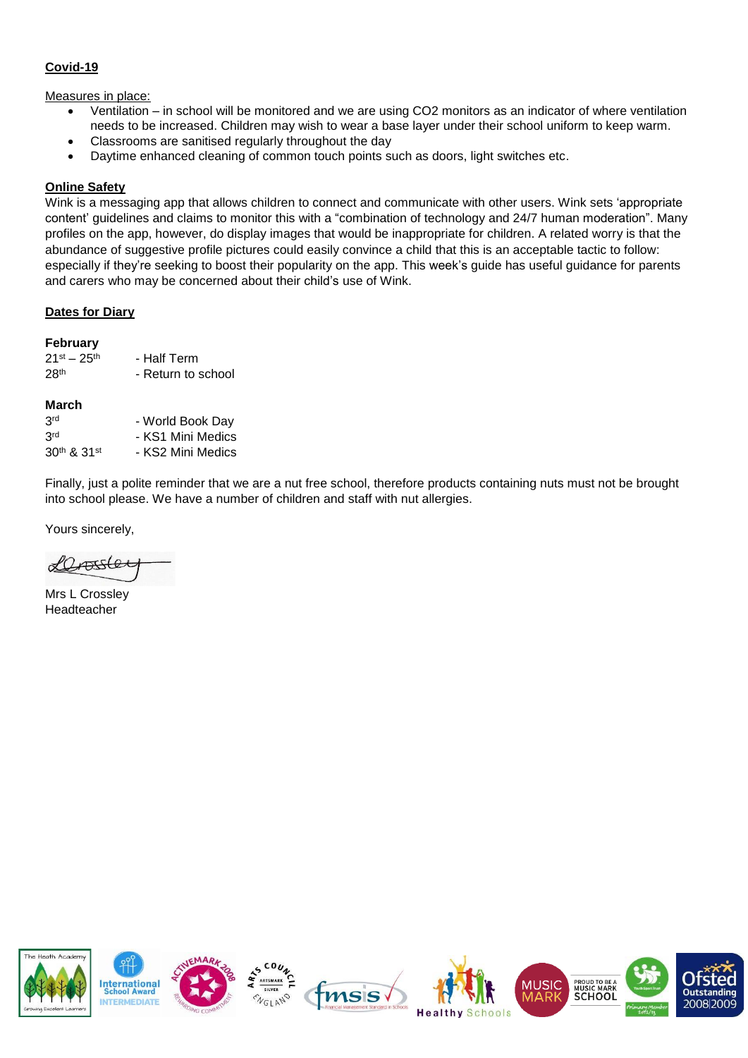**Covid-19**

Measures in place:

- Ventilation – in school will be monitored and we are using CO2 monitors as an indicator of where ventilation needs to be increased. Children may wish to wear a base layer under their school uniform to keep warm.
- Classrooms are sanitised regularly throughout the day
- Daytime enhanced cleaning of common touch points such as doors, light switches etc.

**Online Safety**

Wink is a messaging app that allows children to connect and communicate with other users. Wink sets 'appropriate content' guidelines and claims to monitor this with a "combination of technology and 24/7 human moderation". Many profiles on the app, however, do display images that would be inappropriate for children. A related worry is that the abundance of suggestive profile pictures could easily convince a child that this is an acceptable tactic to follow: especially if they're seeking to boost their popularity on the app. This week's guide has useful guidance for parents and carers who may be concerned about their child's use of Wink.

**Dates for Diary**

**February**

| | |
|---|---|
| 21st – 25th | - Half Term |
| 28th | - Return to school |

**March**

| | |
|---|---|
| 3rd | - World Book Day |
| 3rd | - KS1 Mini Medics |
| 30th & 31st | - KS2 Mini Medics |

Finally, just a polite reminder that we are a nut free school, therefore products containing nuts must not be brought into school please. We have a number of children and staff with nut allergies.

Yours sincerely,

Mrs L Crossley
Headteacher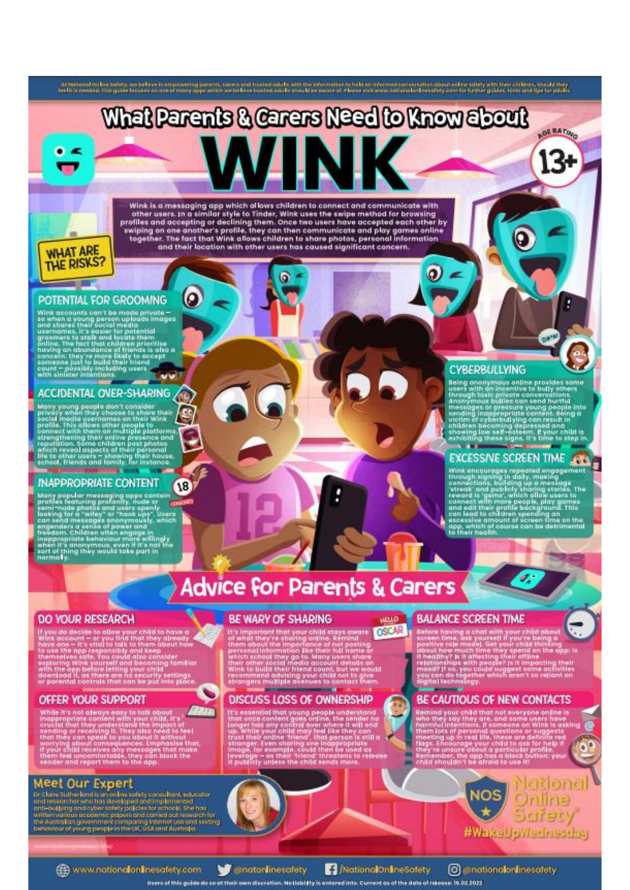At National Online Safety, we believe in empowering parents, carers and trusted adults with the information to hold an informed conversation about online safety with their children, should they feel it is needed. This guide focuses on one of many apps which we believe trusted adults should be aware of. Please visit www.nationalonlinesafety.com for further guides, hints and tips for adults.

# What Parents & Carers Need to Know about WINK

AGE RATING 13+

Wink is a messaging app which allows children to connect and communicate with other users. In a similar style to Tinder, Wink uses the swipe method for browsing profiles and accepting or declining them. Once two users have accepted each other by swiping on one another's profile, they can then communicate and play games online together. The fact that Wink allows children to share photos, personal information and their location with other users has caused significant concern.

## WHAT ARE THE RISKS?

### POTENTIAL FOR GROOMING

Wink accounts can't be made private – so when a young person uploads images and shares their social media usernames, it's easier for potential groomers to stalk and locate them online. The fact that children prioritise having an abundance of friends is also a concern: they're more likely to accept someone just to build their friend count – possibly including users with sinister intentions.

### ACCIDENTAL OVER-SHARING

Many young people don't consider privacy when they choose to share their social media usernames on their Wink profile. This allows other people to connect with them on multiple platforms, strengthening their online presence and reputation. Some children post photos which reveal aspects of their personal life to other users – showing their house, school, friends and family, for instance.

### INAPPROPRIATE CONTENT

Many popular messaging apps contain profiles featuring profanity, nude or semi-nude photos and users openly looking for a "wifey" or "hook ups". Users can send messages anonymously, which engenders a sense of power and freedom. Children often engage in inappropriate behaviour more willingly when it's anonymous, even if it's not the sort of thing they would take part in normally.

### CYBERBULLYING

Being anonymous online provides some users with an incentive to bully others through toxic private conversations. Anonymous bullies can send hurtful messages or pressure young people into sending inappropriate content. Being a victim of cyberbullying can result in children becoming depressed and showing low self-esteem. If your child is exhibiting these signs, it's time to step in.

### EXCESSIVE SCREEN TIME

Wink encourages repeated engagement through signing in daily, making connections, building up a message 'streak' and publicly sharing stories. The reward is 'gems', which allow users to connect with more people, play games and edit their profile background. This can lead to children spending an excessive amount of screen time on the app, which of course can be detrimental to their health.

## Advice for Parents & Carers

### DO YOUR RESEARCH

If you do decide to allow your child to have a Wink account – or you find that they already have one – it's vital to talk to them about how to use the app responsibly and keep themselves safe. You could also consider exploring Wink yourself and becoming familiar with the app before letting your child download it, as there are no security settings or parental controls that can be put into place.

### BE WARY OF SHARING

It's important that your child stays aware of what they're sharing online. Remind them about the importance of not posting personal information like their full name or which school they go to. Many users share their other social media account details on Wink to build their friend count, but we would recommend advising your child not to give strangers multiple avenues to contact them.

### BALANCE SCREEN TIME

Before having a chat with your child about screen time, ask yourself if you're being a positive role model. Get your child thinking about how much time they spend on the app: is it healthy? Is it affecting their offline relationships with people? Is it impacting their mood? If so, you could suggest some activities you can do together which aren't so reliant on digital technology.

### OFFER YOUR SUPPORT

While it's not always easy to talk about inappropriate content with your child, it's crucial that they understand the impact of sending or receiving it. They also need to feel that they can speak to you about it without worrying about consequences. Emphasise that, if your child receives any messages that make them feel uncomfortable, they can block the sender and report them to the app.

### DISCUSS LOSS OF OWNERSHIP

It's essential that young people understand that once content goes online, the sender no longer has any control over where it will end up. While your child may feel like they can trust their online 'friend', that person is still a stranger. Even sharing one inappropriate image, for example, could then be used as leverage – as their 'friend' threatens to release it publicly unless the child sends more.

### BE CAUTIOUS OF NEW CONTACTS

Remind your child that not everyone online is who they say they are, and some users have harmful intentions. If someone on Wink is asking them lots of personal questions or suggests meeting up in real life, these are definite red flags. Encourage your child to ask for help if they're unsure about a particular profile. Remember, the app has a block button: your child shouldn't be afraid to use it!

## Meet Our Expert

Dr Claire Sutherland is an online safety consultant, educator and researcher who has developed and implemented anti-bullying and cyber safety policies for schools. She has written various academic papers and carried out research for the Australian government comparing internet use and sexting behaviour of young people in the UK, USA and Australia.

National Online Safety #WakeUpWednesday

www.nationalonlinesafety.com | @natonlinesafety | /NationalOnlineSafety | @nationalonlinesafety

Users of this guide do so at their own discretion. No liability is entered into. Current as of the date of release: 16.02.2022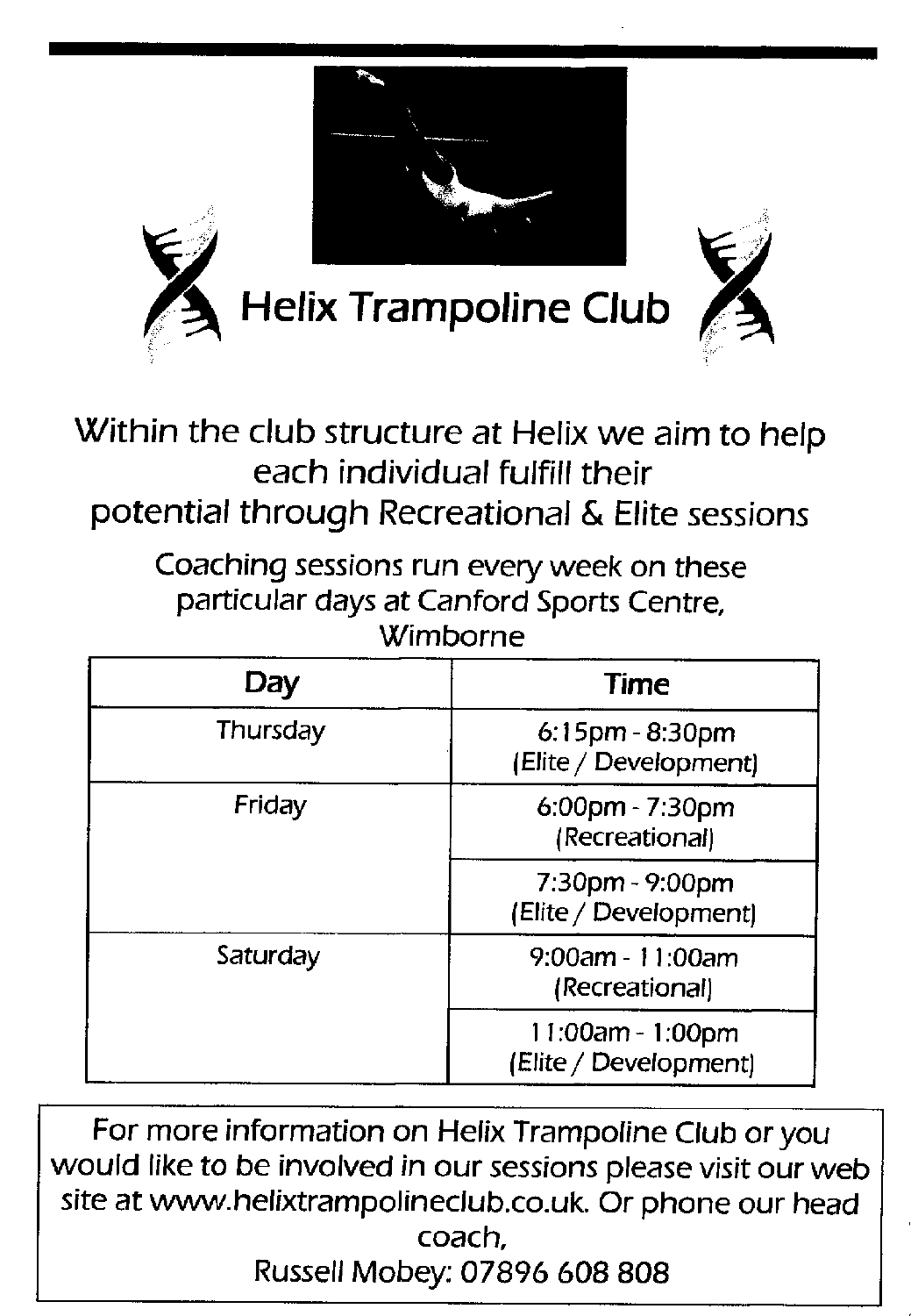# Helix Trampoline Club

Within the club structure at Helix we aim to help each individual fulfill their potential through Recreational & Elite sessions

Coaching sessions run every week on these particular days at Canford Sports Centre, Wimborne

| Day | Time |
|---|---|
| Thursday | 6:15pm - 8:30pm (Elite / Development) |
| Friday | 6:00pm - 7:30pm (Recreational) |
| | 7:30pm - 9:00pm (Elite / Development) |
| Saturday | 9:00am - 11:00am (Recreational) |
| | 11:00am - 1:00pm (Elite / Development) |

For more information on Helix Trampoline Club or you would like to be involved in our sessions please visit our web site at www.helixtrampolineclub.co.uk. Or phone our head coach,
Russell Mobey: 07896 608 808